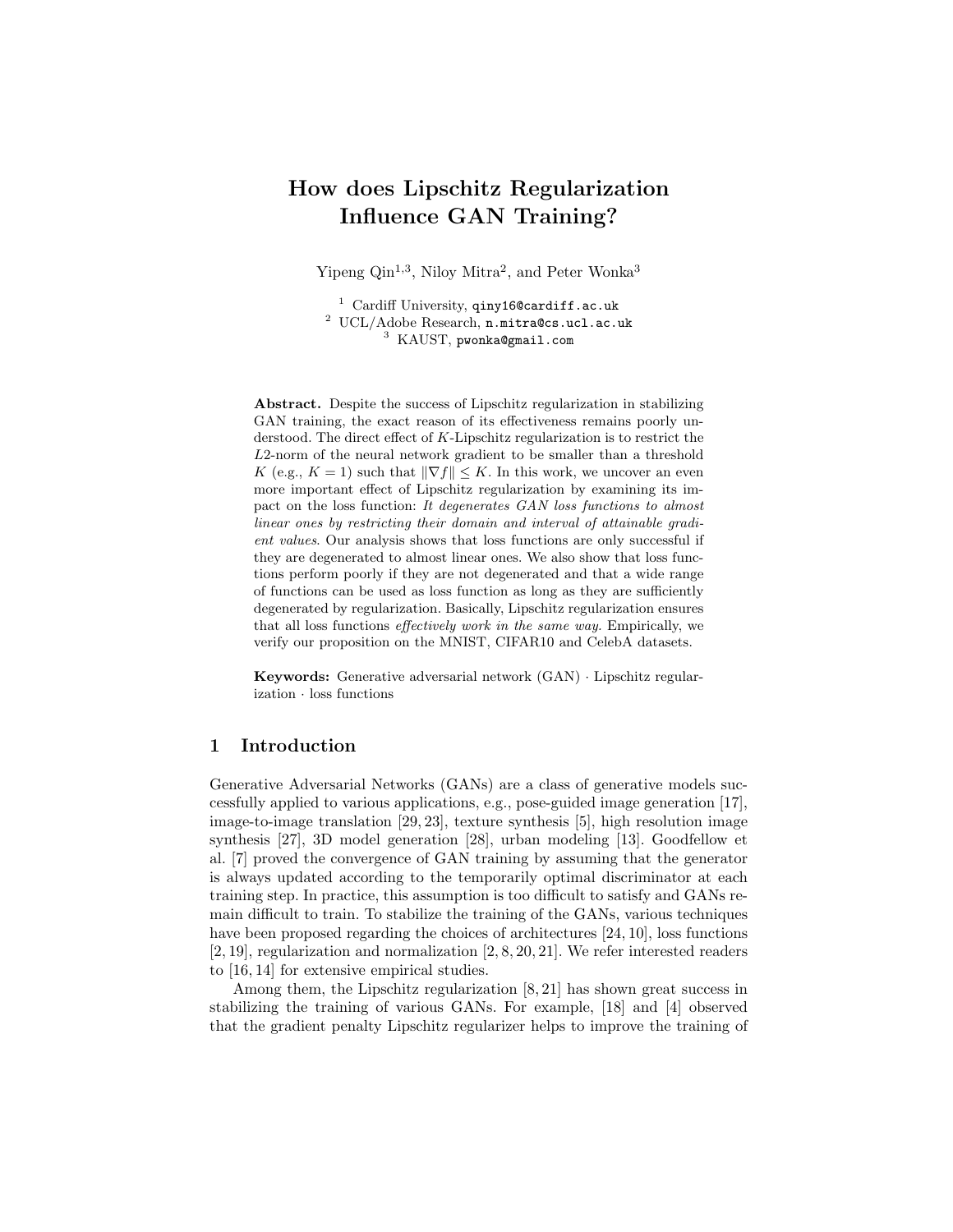# How does Lipschitz Regularization Influence GAN Training?

Yipeng Qin[1,3], Niloy Mitra[2], and Peter Wonka[3]

[1] Cardiff University, qiny16@cardiff.ac.uk
[2] UCL/Adobe Research, n.mitra@cs.ucl.ac.uk
[3] KAUST, pwonka@gmail.com

**Abstract.** Despite the success of Lipschitz regularization in stabilizing GAN training, the exact reason of its effectiveness remains poorly understood. The direct effect of $K$-Lipschitz regularization is to restrict the $L2$-norm of the neural network gradient to be smaller than a threshold $K$ (e.g., $K = 1$) such that $\|\nabla f\| \leq K$. In this work, we uncover an even more important effect of Lipschitz regularization by examining its impact on the loss function: *It degenerates GAN loss functions to almost linear ones by restricting their domain and interval of attainable gradient values*. Our analysis shows that loss functions are only successful if they are degenerated to almost linear ones. We also show that loss functions perform poorly if they are not degenerated and that a wide range of functions can be used as loss function as long as they are sufficiently degenerated by regularization. Basically, Lipschitz regularization ensures that all loss functions *effectively work in the same way*. Empirically, we verify our proposition on the MNIST, CIFAR10 and CelebA datasets.

**Keywords:** Generative adversarial network (GAN) · Lipschitz regularization · loss functions

## 1 Introduction

Generative Adversarial Networks (GANs) are a class of generative models successfully applied to various applications, e.g., pose-guided image generation [17], image-to-image translation [29, 23], texture synthesis [5], high resolution image synthesis [27], 3D model generation [28], urban modeling [13]. Goodfellow et al. [7] proved the convergence of GAN training by assuming that the generator is always updated according to the temporarily optimal discriminator at each training step. In practice, this assumption is too difficult to satisfy and GANs remain difficult to train. To stabilize the training of the GANs, various techniques have been proposed regarding the choices of architectures [24, 10], loss functions [2, 19], regularization and normalization [2, 8, 20, 21]. We refer interested readers to [16, 14] for extensive empirical studies.

Among them, the Lipschitz regularization [8, 21] has shown great success in stabilizing the training of various GANs. For example, [18] and [4] observed that the gradient penalty Lipschitz regularizer helps to improve the training of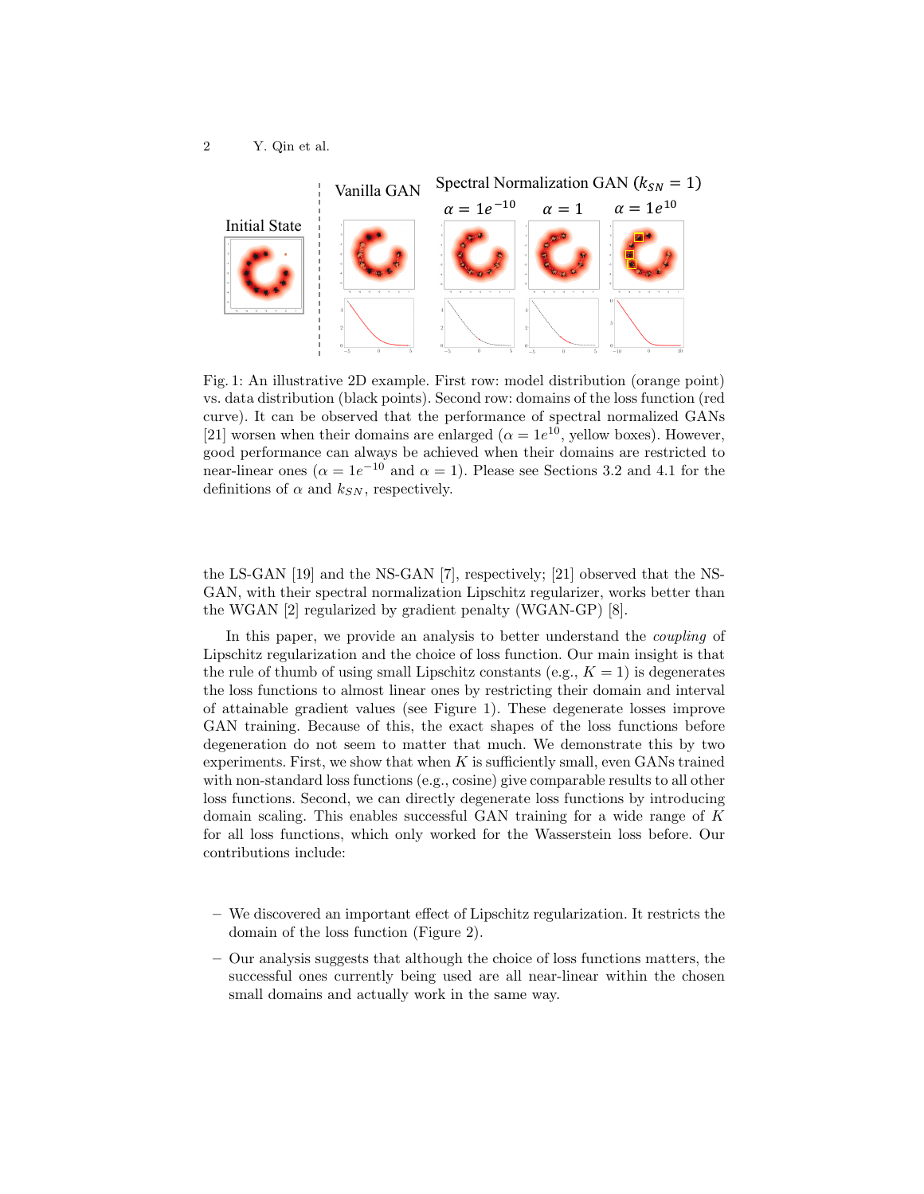Fig. 1: An illustrative 2D example. First row: model distribution (orange point) vs. data distribution (black points). Second row: domains of the loss function (red curve). It can be observed that the performance of spectral normalized GANs [21] worsen when their domains are enlarged ($\alpha = 1e^{10}$, yellow boxes). However, good performance can always be achieved when their domains are restricted to near-linear ones ($\alpha = 1e^{-10}$ and $\alpha = 1$). Please see Sections 3.2 and 4.1 for the definitions of $\alpha$ and $k_{SN}$, respectively.

the LS-GAN [19] and the NS-GAN [7], respectively; [21] observed that the NS-GAN, with their spectral normalization Lipschitz regularizer, works better than the WGAN [2] regularized by gradient penalty (WGAN-GP) [8].

In this paper, we provide an analysis to better understand the *coupling* of Lipschitz regularization and the choice of loss function. Our main insight is that the rule of thumb of using small Lipschitz constants (e.g., $K = 1$) is degenerates the loss functions to almost linear ones by restricting their domain and interval of attainable gradient values (see Figure 1). These degenerate losses improve GAN training. Because of this, the exact shapes of the loss functions before degeneration do not seem to matter that much. We demonstrate this by two experiments. First, we show that when $K$ is sufficiently small, even GANs trained with non-standard loss functions (e.g., cosine) give comparable results to all other loss functions. Second, we can directly degenerate loss functions by introducing domain scaling. This enables successful GAN training for a wide range of $K$ for all loss functions, which only worked for the Wasserstein loss before. Our contributions include:

- We discovered an important effect of Lipschitz regularization. It restricts the domain of the loss function (Figure 2).
- Our analysis suggests that although the choice of loss functions matters, the successful ones currently being used are all near-linear within the chosen small domains and actually work in the same way.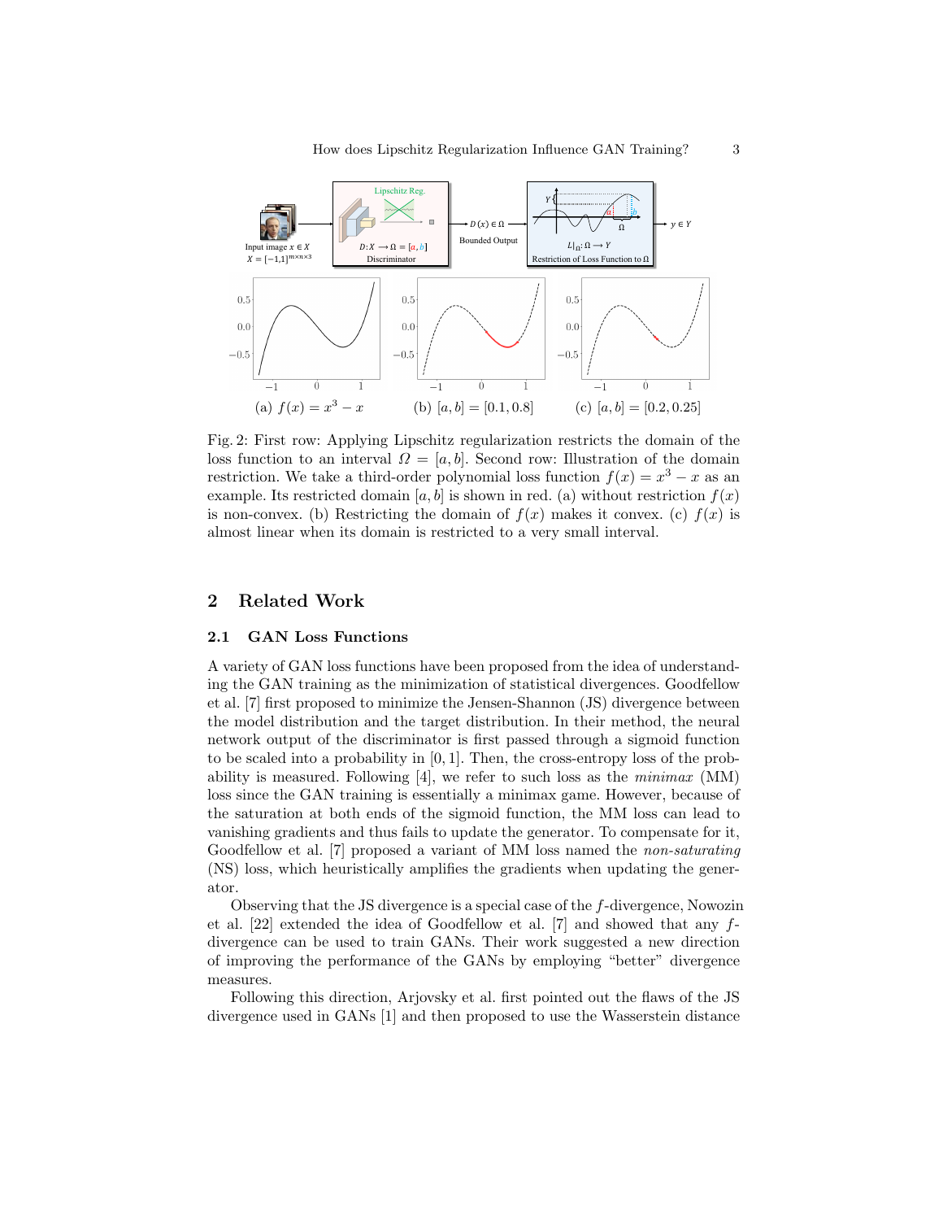(a) $f(x) = x^3 - x$ (b) $[a, b] = [0.1, 0.8]$ (c) $[a, b] = [0.2, 0.25]$

Fig. 2: First row: Applying Lipschitz regularization restricts the domain of the loss function to an interval $\Omega = [a, b]$. Second row: Illustration of the domain restriction. We take a third-order polynomial loss function $f(x) = x^3 - x$ as an example. Its restricted domain $[a, b]$ is shown in red. (a) without restriction $f(x)$ is non-convex. (b) Restricting the domain of $f(x)$ makes it convex. (c) $f(x)$ is almost linear when its domain is restricted to a very small interval.

## 2 Related Work

### 2.1 GAN Loss Functions

A variety of GAN loss functions have been proposed from the idea of understanding the GAN training as the minimization of statistical divergences. Goodfellow et al. [7] first proposed to minimize the Jensen-Shannon (JS) divergence between the model distribution and the target distribution. In their method, the neural network output of the discriminator is first passed through a sigmoid function to be scaled into a probability in $[0, 1]$. Then, the cross-entropy loss of the probability is measured. Following [4], we refer to such loss as the *minimax* (MM) loss since the GAN training is essentially a minimax game. However, because of the saturation at both ends of the sigmoid function, the MM loss can lead to vanishing gradients and thus fails to update the generator. To compensate for it, Goodfellow et al. [7] proposed a variant of MM loss named the *non-saturating* (NS) loss, which heuristically amplifies the gradients when updating the generator.

Observing that the JS divergence is a special case of the $f$-divergence, Nowozin et al. [22] extended the idea of Goodfellow et al. [7] and showed that any $f$-divergence can be used to train GANs. Their work suggested a new direction of improving the performance of the GANs by employing "better" divergence measures.

Following this direction, Arjovsky et al. first pointed out the flaws of the JS divergence used in GANs [1] and then proposed to use the Wasserstein distance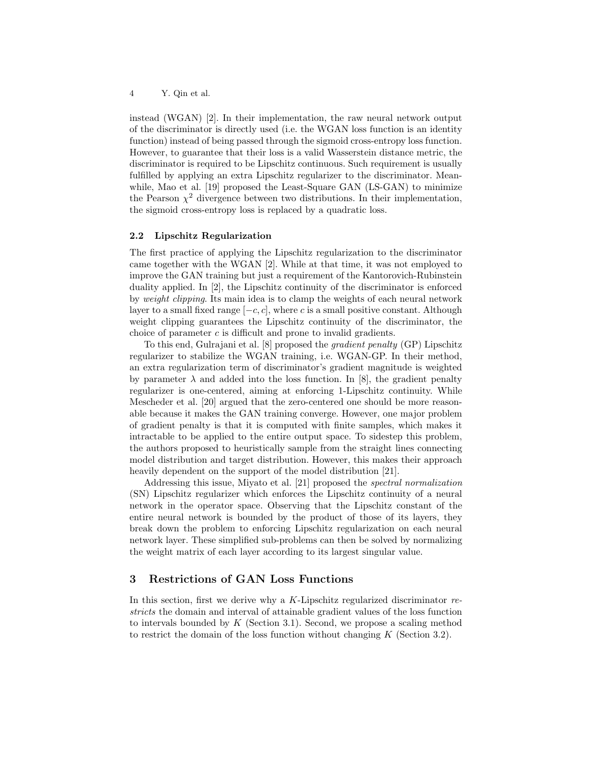instead (WGAN) [2]. In their implementation, the raw neural network output of the discriminator is directly used (i.e. the WGAN loss function is an identity function) instead of being passed through the sigmoid cross-entropy loss function. However, to guarantee that their loss is a valid Wasserstein distance metric, the discriminator is required to be Lipschitz continuous. Such requirement is usually fulfilled by applying an extra Lipschitz regularizer to the discriminator. Meanwhile, Mao et al. [19] proposed the Least-Square GAN (LS-GAN) to minimize the Pearson $\chi^2$ divergence between two distributions. In their implementation, the sigmoid cross-entropy loss is replaced by a quadratic loss.

### 2.2 Lipschitz Regularization

The first practice of applying the Lipschitz regularization to the discriminator came together with the WGAN [2]. While at that time, it was not employed to improve the GAN training but just a requirement of the Kantorovich-Rubinstein duality applied. In [2], the Lipschitz continuity of the discriminator is enforced by *weight clipping*. Its main idea is to clamp the weights of each neural network layer to a small fixed range $[-c, c]$, where $c$ is a small positive constant. Although weight clipping guarantees the Lipschitz continuity of the discriminator, the choice of parameter $c$ is difficult and prone to invalid gradients.

To this end, Gulrajani et al. [8] proposed the *gradient penalty* (GP) Lipschitz regularizer to stabilize the WGAN training, i.e. WGAN-GP. In their method, an extra regularization term of discriminator's gradient magnitude is weighted by parameter $\lambda$ and added into the loss function. In [8], the gradient penalty regularizer is one-centered, aiming at enforcing 1-Lipschitz continuity. While Mescheder et al. [20] argued that the zero-centered one should be more reasonable because it makes the GAN training converge. However, one major problem of gradient penalty is that it is computed with finite samples, which makes it intractable to be applied to the entire output space. To sidestep this problem, the authors proposed to heuristically sample from the straight lines connecting model distribution and target distribution. However, this makes their approach heavily dependent on the support of the model distribution [21].

Addressing this issue, Miyato et al. [21] proposed the *spectral normalization* (SN) Lipschitz regularizer which enforces the Lipschitz continuity of a neural network in the operator space. Observing that the Lipschitz constant of the entire neural network is bounded by the product of those of its layers, they break down the problem to enforcing Lipschitz regularization on each neural network layer. These simplified sub-problems can then be solved by normalizing the weight matrix of each layer according to its largest singular value.

## 3 Restrictions of GAN Loss Functions

In this section, first we derive why a $K$-Lipschitz regularized discriminator *restricts* the domain and interval of attainable gradient values of the loss function to intervals bounded by $K$ (Section 3.1). Second, we propose a scaling method to restrict the domain of the loss function without changing $K$ (Section 3.2).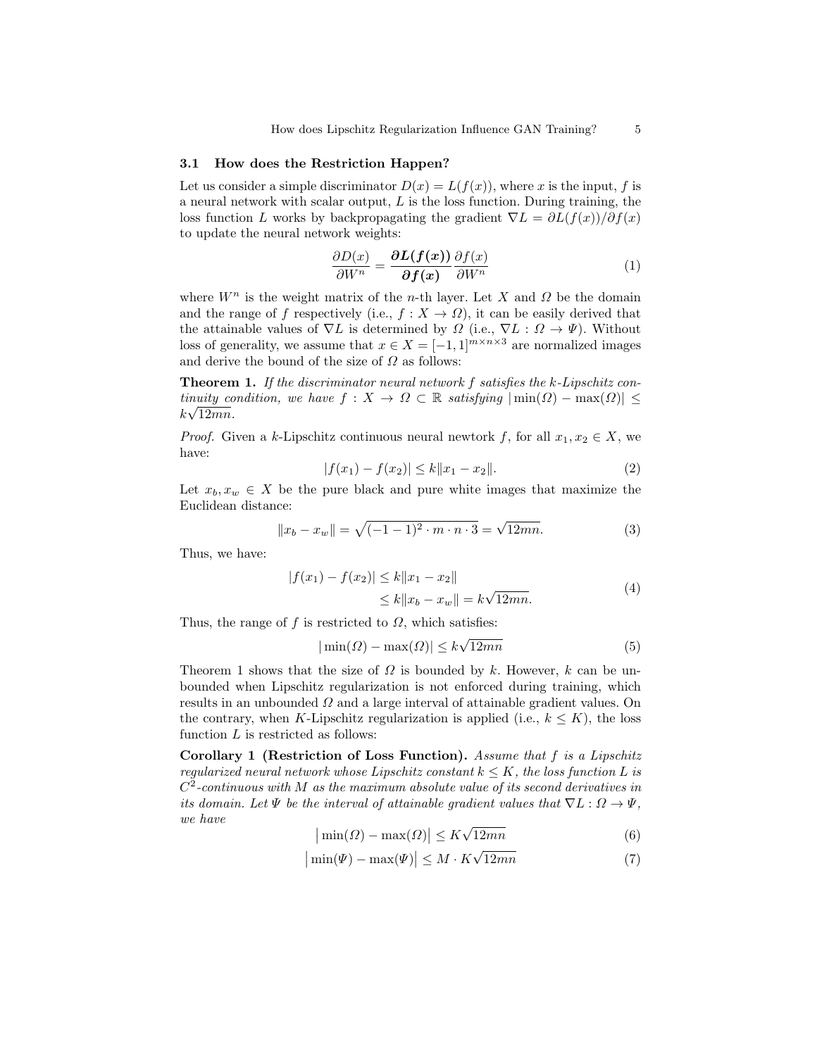### 3.1 How does the Restriction Happen?

Let us consider a simple discriminator $D(x) = L(f(x))$, where $x$ is the input, $f$ is a neural network with scalar output, $L$ is the loss function. During training, the loss function $L$ works by backpropagating the gradient $\nabla L = \partial L(f(x))/\partial f(x)$ to update the neural network weights:

$$\frac{\partial D(x)}{\partial W^n} = \frac{\boldsymbol{\partial L(f(x))}}{\boldsymbol{\partial f(x)}} \frac{\partial f(x)}{\partial W^n} \tag{1}$$

where $W^n$ is the weight matrix of the $n$-th layer. Let $X$ and $\Omega$ be the domain and the range of $f$ respectively (i.e., $f : X \to \Omega$), it can be easily derived that the attainable values of $\nabla L$ is determined by $\Omega$ (i.e., $\nabla L : \Omega \to \Psi$). Without loss of generality, we assume that $x \in X = [-1, 1]^{m \times n \times 3}$ are normalized images and derive the bound of the size of $\Omega$ as follows:

**Theorem 1.** *If the discriminator neural network $f$ satisfies the $k$-Lipschitz continuity condition, we have $f : X \to \Omega \subset \mathbb{R}$ satisfying $|\min(\Omega) - \max(\Omega)| \leq k\sqrt{12mn}$.*

*Proof.* Given a $k$-Lipschitz continuous neural newtork $f$, for all $x_1, x_2 \in X$, we have:

$$|f(x_1) - f(x_2)| \leq k\|x_1 - x_2\|. \tag{2}$$

Let $x_b, x_w \in X$ be the pure black and pure white images that maximize the Euclidean distance:

$$\|x_b - x_w\| = \sqrt{(-1-1)^2 \cdot m \cdot n \cdot 3} = \sqrt{12mn}. \tag{3}$$

Thus, we have:

$$\begin{aligned} |f(x_1) - f(x_2)| &\leq k\|x_1 - x_2\| \\ &\leq k\|x_b - x_w\| = k\sqrt{12mn}. \end{aligned} \tag{4}$$

Thus, the range of $f$ is restricted to $\Omega$, which satisfies:

$$|\min(\Omega) - \max(\Omega)| \leq k\sqrt{12mn} \tag{5}$$

Theorem 1 shows that the size of $\Omega$ is bounded by $k$. However, $k$ can be unbounded when Lipschitz regularization is not enforced during training, which results in an unbounded $\Omega$ and a large interval of attainable gradient values. On the contrary, when $K$-Lipschitz regularization is applied (i.e., $k \leq K$), the loss function $L$ is restricted as follows:

**Corollary 1 (Restriction of Loss Function).** *Assume that $f$ is a Lipschitz regularized neural network whose Lipschitz constant $k \leq K$, the loss function $L$ is $C^2$-continuous with $M$ as the maximum absolute value of its second derivatives in its domain. Let $\Psi$ be the interval of attainable gradient values that $\nabla L : \Omega \to \Psi$, we have*

$$\big|\min(\Omega) - \max(\Omega)\big| \leq K\sqrt{12mn} \tag{6}$$

$$\big|\min(\Psi) - \max(\Psi)\big| \leq M \cdot K\sqrt{12mn} \tag{7}$$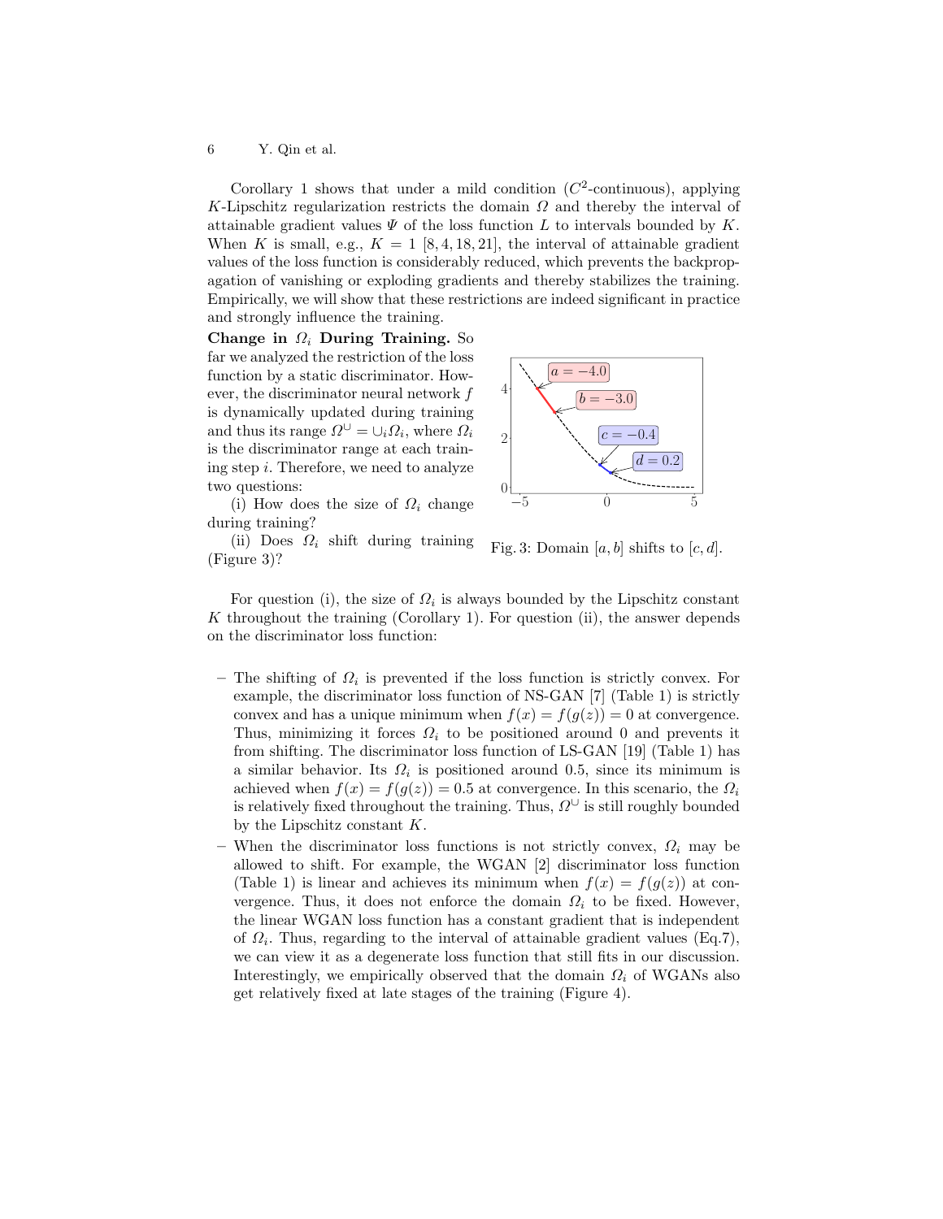Corollary 1 shows that under a mild condition ($C^2$-continuous), applying $K$-Lipschitz regularization restricts the domain $\Omega$ and thereby the interval of attainable gradient values $\Psi$ of the loss function $L$ to intervals bounded by $K$. When $K$ is small, e.g., $K = 1$ [8, 4, 18, 21], the interval of attainable gradient values of the loss function is considerably reduced, which prevents the backpropagation of vanishing or exploding gradients and thereby stabilizes the training. Empirically, we will show that these restrictions are indeed significant in practice and strongly influence the training.

**Change in $\Omega_i$ During Training.** So far we analyzed the restriction of the loss function by a static discriminator. However, the discriminator neural network $f$ is dynamically updated during training and thus its range $\Omega^{\cup} = \cup_i \Omega_i$, where $\Omega_i$ is the discriminator range at each training step $i$. Therefore, we need to analyze two questions:

(i) How does the size of $\Omega_i$ change during training?

(ii) Does $\Omega_i$ shift during training (Figure 3)?

Fig. 3: Domain $[a, b]$ shifts to $[c, d]$.

For question (i), the size of $\Omega_i$ is always bounded by the Lipschitz constant $K$ throughout the training (Corollary 1). For question (ii), the answer depends on the discriminator loss function:

- The shifting of $\Omega_i$ is prevented if the loss function is strictly convex. For example, the discriminator loss function of NS-GAN [7] (Table 1) is strictly convex and has a unique minimum when $f(x) = f(g(z)) = 0$ at convergence. Thus, minimizing it forces $\Omega_i$ to be positioned around 0 and prevents it from shifting. The discriminator loss function of LS-GAN [19] (Table 1) has a similar behavior. Its $\Omega_i$ is positioned around 0.5, since its minimum is achieved when $f(x) = f(g(z)) = 0.5$ at convergence. In this scenario, the $\Omega_i$ is relatively fixed throughout the training. Thus, $\Omega^{\cup}$ is still roughly bounded by the Lipschitz constant $K$.
- When the discriminator loss functions is not strictly convex, $\Omega_i$ may be allowed to shift. For example, the WGAN [2] discriminator loss function (Table 1) is linear and achieves its minimum when $f(x) = f(g(z))$ at convergence. Thus, it does not enforce the domain $\Omega_i$ to be fixed. However, the linear WGAN loss function has a constant gradient that is independent of $\Omega_i$. Thus, regarding to the interval of attainable gradient values (Eq.7), we can view it as a degenerate loss function that still fits in our discussion. Interestingly, we empirically observed that the domain $\Omega_i$ of WGANs also get relatively fixed at late stages of the training (Figure 4).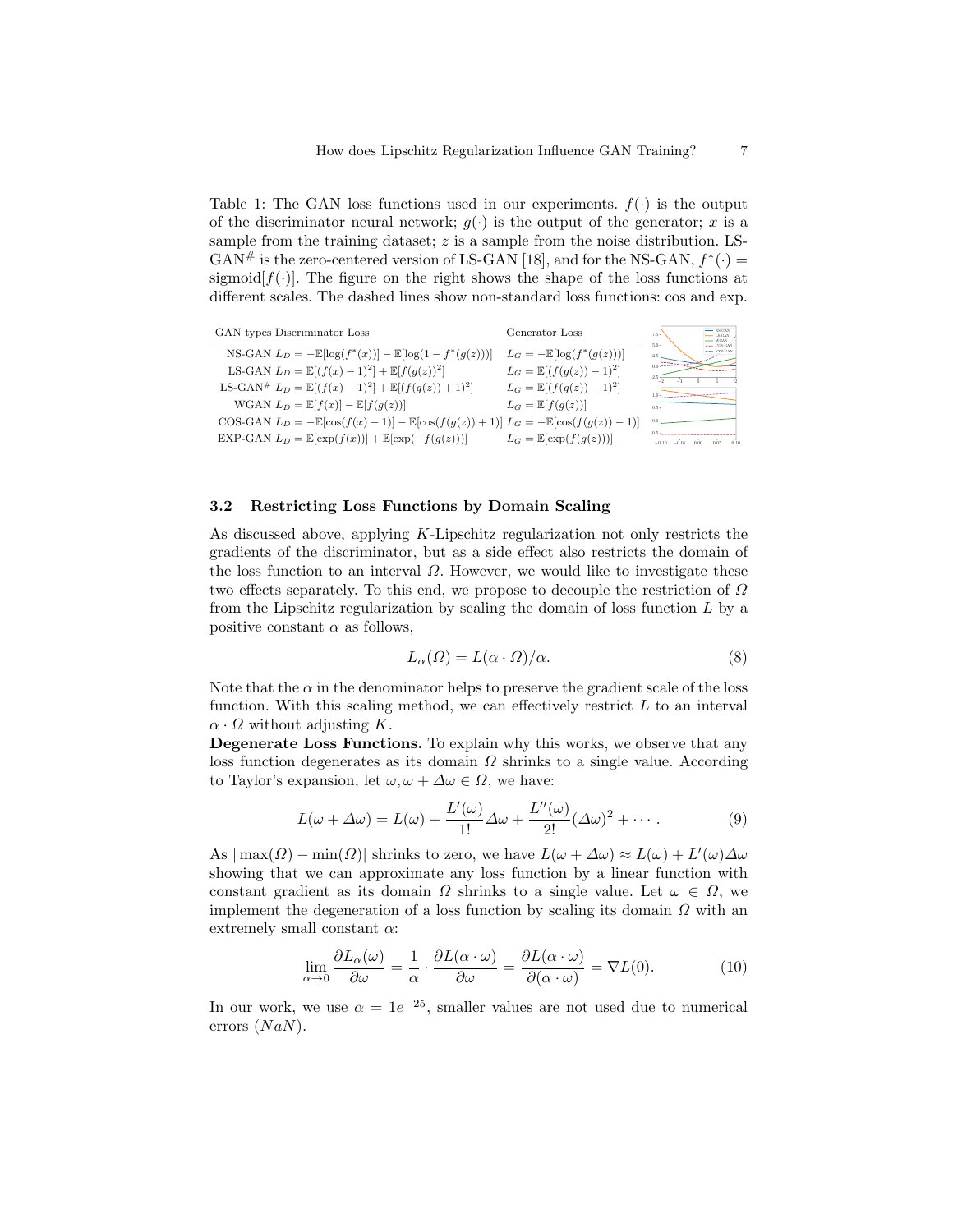Table 1: The GAN loss functions used in our experiments. $f(\cdot)$ is the output of the discriminator neural network; $g(\cdot)$ is the output of the generator; $x$ is a sample from the training dataset; $z$ is a sample from the noise distribution. LS-GAN$^{\#}$ is the zero-centered version of LS-GAN [18], and for the NS-GAN, $f^*(\cdot) = \text{sigmoid}[f(\cdot)]$. The figure on the right shows the shape of the loss functions at different scales. The dashed lines show non-standard loss functions: cos and exp.

| GAN types | Discriminator Loss | Generator Loss |
|---|---|---|
| NS-GAN | $L_D = -\mathbb{E}[\log(f^*(x))] - \mathbb{E}[\log(1 - f^*(g(z)))]$ | $L_G = -\mathbb{E}[\log(f^*(g(z)))]$ |
| LS-GAN | $L_D = \mathbb{E}[(f(x) - 1)^2] + \mathbb{E}[f(g(z))^2]$ | $L_G = \mathbb{E}[(f(g(z)) - 1)^2]$ |
| LS-GAN$^{\#}$ | $L_D = \mathbb{E}[(f(x) - 1)^2] + \mathbb{E}[(f(g(z)) + 1)^2]$ | $L_G = \mathbb{E}[(f(g(z)) - 1)^2]$ |
| WGAN | $L_D = \mathbb{E}[f(x)] - \mathbb{E}[f(g(z))]$ | $L_G = \mathbb{E}[f(g(z))]$ |
| COS-GAN | $L_D = -\mathbb{E}[\cos(f(x) - 1)] - \mathbb{E}[\cos(f(g(z)) + 1)]$ | $L_G = -\mathbb{E}[\cos(f(g(z)) - 1)]$ |
| EXP-GAN | $L_D = \mathbb{E}[\exp(f(x))] + \mathbb{E}[\exp(-f(g(z)))]$ | $L_G = \mathbb{E}[\exp(f(g(z)))]$ |

### 3.2 Restricting Loss Functions by Domain Scaling

As discussed above, applying $K$-Lipschitz regularization not only restricts the gradients of the discriminator, but as a side effect also restricts the domain of the loss function to an interval $\Omega$. However, we would like to investigate these two effects separately. To this end, we propose to decouple the restriction of $\Omega$ from the Lipschitz regularization by scaling the domain of loss function $L$ by a positive constant $\alpha$ as follows,

$$L_\alpha(\Omega) = L(\alpha \cdot \Omega)/\alpha. \tag{8}$$

Note that the $\alpha$ in the denominator helps to preserve the gradient scale of the loss function. With this scaling method, we can effectively restrict $L$ to an interval $\alpha \cdot \Omega$ without adjusting $K$.

**Degenerate Loss Functions.** To explain why this works, we observe that any loss function degenerates as its domain $\Omega$ shrinks to a single value. According to Taylor's expansion, let $\omega, \omega + \Delta\omega \in \Omega$, we have:

$$L(\omega + \Delta\omega) = L(\omega) + \frac{L'(\omega)}{1!}\Delta\omega + \frac{L''(\omega)}{2!}(\Delta\omega)^2 + \cdots. \tag{9}$$

As $|\max(\Omega) - \min(\Omega)|$ shrinks to zero, we have $L(\omega + \Delta\omega) \approx L(\omega) + L'(\omega)\Delta\omega$ showing that we can approximate any loss function by a linear function with constant gradient as its domain $\Omega$ shrinks to a single value. Let $\omega \in \Omega$, we implement the degeneration of a loss function by scaling its domain $\Omega$ with an extremely small constant $\alpha$:

$$\lim_{\alpha \to 0} \frac{\partial L_\alpha(\omega)}{\partial \omega} = \frac{1}{\alpha} \cdot \frac{\partial L(\alpha \cdot \omega)}{\partial \omega} = \frac{\partial L(\alpha \cdot \omega)}{\partial(\alpha \cdot \omega)} = \nabla L(0). \tag{10}$$

In our work, we use $\alpha = 1e^{-25}$, smaller values are not used due to numerical errors ($NaN$).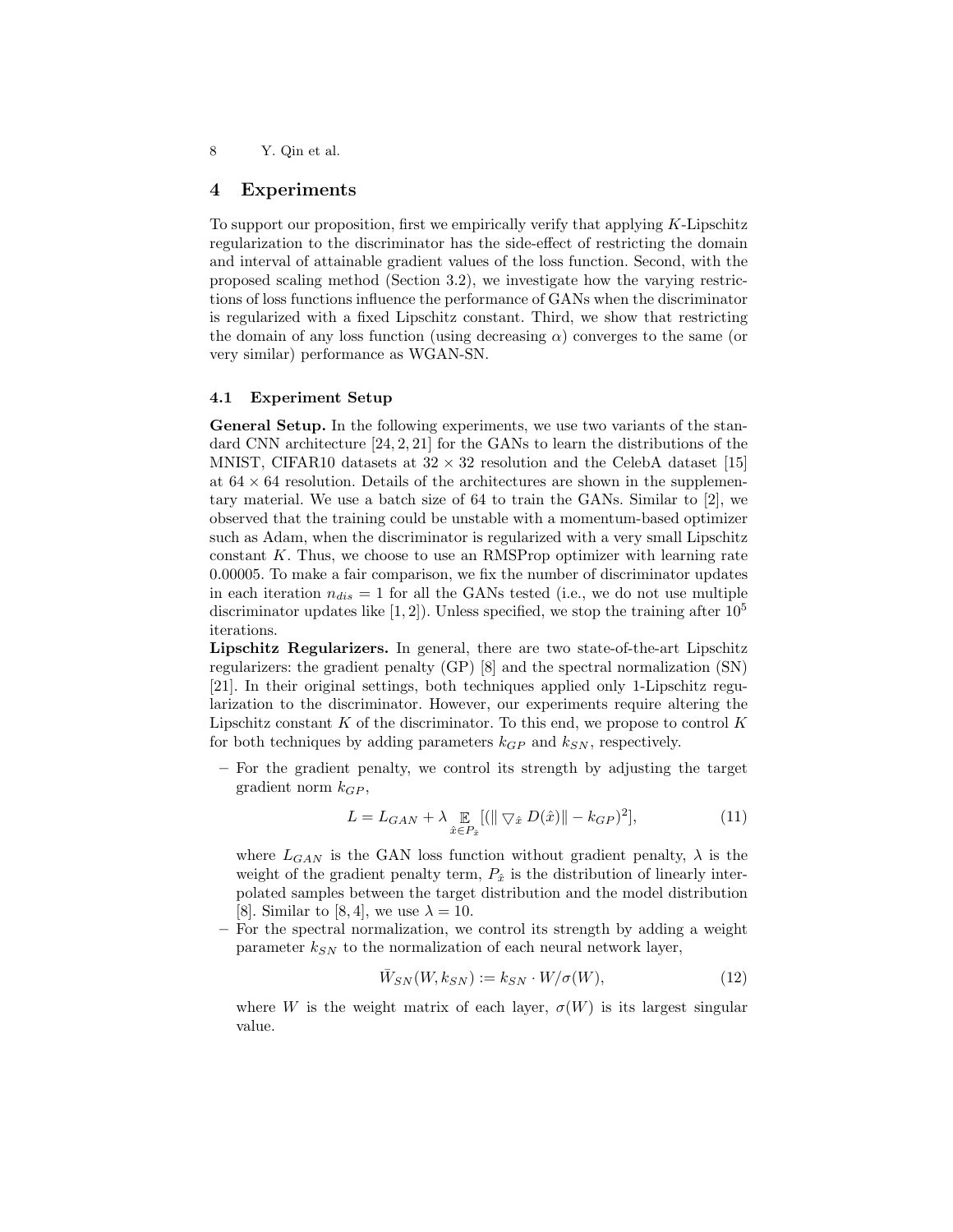## 4 Experiments

To support our proposition, first we empirically verify that applying $K$-Lipschitz regularization to the discriminator has the side-effect of restricting the domain and interval of attainable gradient values of the loss function. Second, with the proposed scaling method (Section 3.2), we investigate how the varying restrictions of loss functions influence the performance of GANs when the discriminator is regularized with a fixed Lipschitz constant. Third, we show that restricting the domain of any loss function (using decreasing $\alpha$) converges to the same (or very similar) performance as WGAN-SN.

### 4.1 Experiment Setup

**General Setup.** In the following experiments, we use two variants of the standard CNN architecture [24, 2, 21] for the GANs to learn the distributions of the MNIST, CIFAR10 datasets at $32 \times 32$ resolution and the CelebA dataset [15] at $64 \times 64$ resolution. Details of the architectures are shown in the supplementary material. We use a batch size of 64 to train the GANs. Similar to [2], we observed that the training could be unstable with a momentum-based optimizer such as Adam, when the discriminator is regularized with a very small Lipschitz constant $K$. Thus, we choose to use an RMSProp optimizer with learning rate 0.00005. To make a fair comparison, we fix the number of discriminator updates in each iteration $n_{dis} = 1$ for all the GANs tested (i.e., we do not use multiple discriminator updates like [1, 2]). Unless specified, we stop the training after $10^5$ iterations.

**Lipschitz Regularizers.** In general, there are two state-of-the-art Lipschitz regularizers: the gradient penalty (GP) [8] and the spectral normalization (SN) [21]. In their original settings, both techniques applied only 1-Lipschitz regularization to the discriminator. However, our experiments require altering the Lipschitz constant $K$ of the discriminator. To this end, we propose to control $K$ for both techniques by adding parameters $k_{GP}$ and $k_{SN}$, respectively.

- For the gradient penalty, we control its strength by adjusting the target gradient norm $k_{GP}$,

$$L = L_{GAN} + \lambda \mathop{\mathbb{E}}_{\hat{x} \in P_{\hat{x}}} [(\| \bigtriangledown_{\hat{x}} D(\hat{x}) \| - k_{GP})^2], \tag{11}$$

  where $L_{GAN}$ is the GAN loss function without gradient penalty, $\lambda$ is the weight of the gradient penalty term, $P_{\hat{x}}$ is the distribution of linearly interpolated samples between the target distribution and the model distribution [8]. Similar to [8, 4], we use $\lambda = 10$.

- For the spectral normalization, we control its strength by adding a weight parameter $k_{SN}$ to the normalization of each neural network layer,

$$\bar{W}_{SN}(W, k_{SN}) := k_{SN} \cdot W / \sigma(W), \tag{12}$$

  where $W$ is the weight matrix of each layer, $\sigma(W)$ is its largest singular value.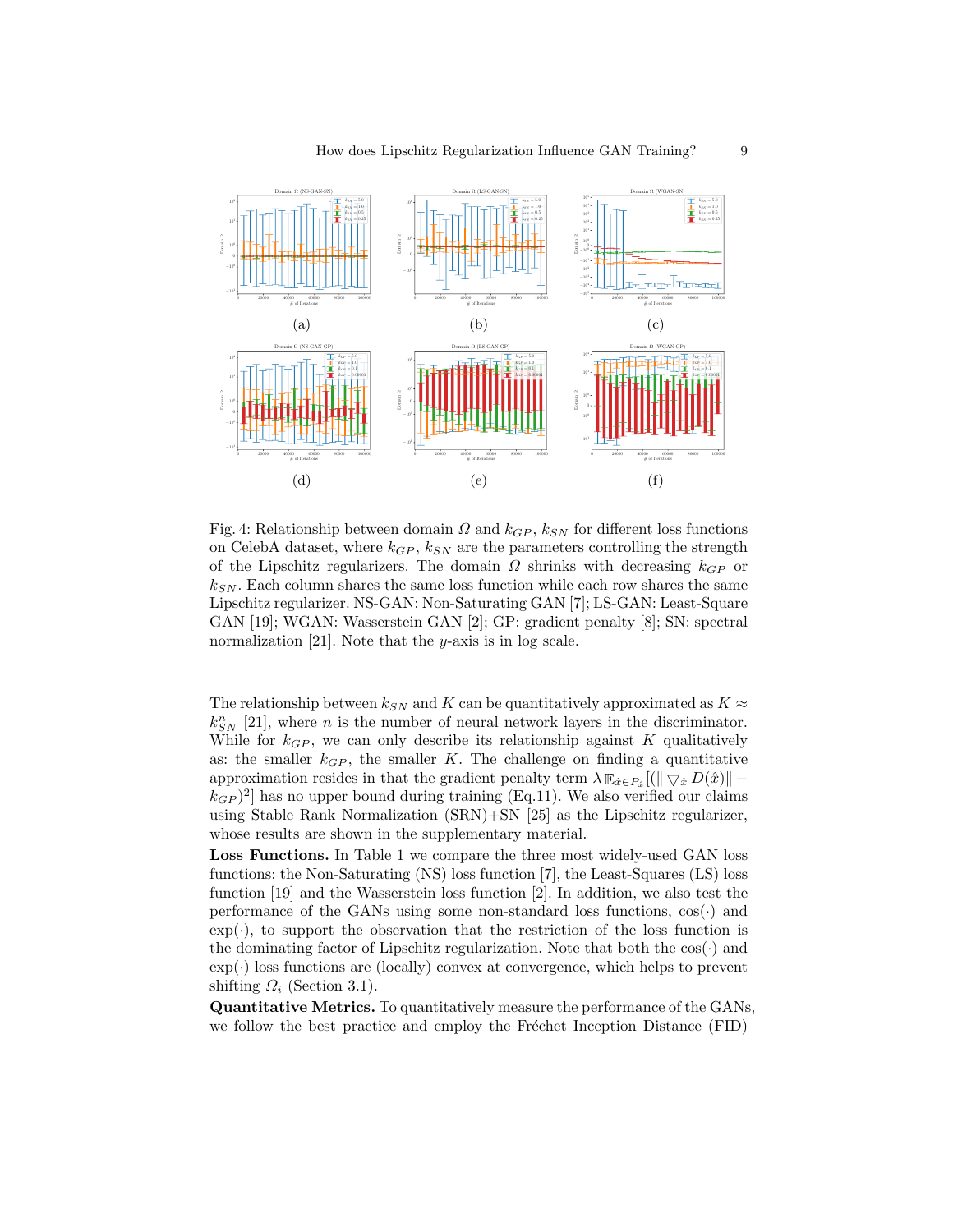(a) (b) (c)

(d) (e) (f)

Fig. 4: Relationship between domain $\Omega$ and $k_{GP}$, $k_{SN}$ for different loss functions on CelebA dataset, where $k_{GP}$, $k_{SN}$ are the parameters controlling the strength of the Lipschitz regularizers. The domain $\Omega$ shrinks with decreasing $k_{GP}$ or $k_{SN}$. Each column shares the same loss function while each row shares the same Lipschitz regularizer. NS-GAN: Non-Saturating GAN [7]; LS-GAN: Least-Square GAN [19]; WGAN: Wasserstein GAN [2]; GP: gradient penalty [8]; SN: spectral normalization [21]. Note that the $y$-axis is in log scale.

The relationship between $k_{SN}$ and $K$ can be quantitatively approximated as $K \approx k_{SN}^n$ [21], where $n$ is the number of neural network layers in the discriminator. While for $k_{GP}$, we can only describe its relationship against $K$ qualitatively as: the smaller $k_{GP}$, the smaller $K$. The challenge on finding a quantitative approximation resides in that the gradient penalty term $\lambda \, \mathbb{E}_{\hat{x} \in P_{\hat{x}}}[(\| \bigtriangledown_{\hat{x}} D(\hat{x}) \| - k_{GP})^2]$ has no upper bound during training (Eq.11). We also verified our claims using Stable Rank Normalization (SRN)+SN [25] as the Lipschitz regularizer, whose results are shown in the supplementary material.

**Loss Functions.** In Table 1 we compare the three most widely-used GAN loss functions: the Non-Saturating (NS) loss function [7], the Least-Squares (LS) loss function [19] and the Wasserstein loss function [2]. In addition, we also test the performance of the GANs using some non-standard loss functions, $\cos(\cdot)$ and $\exp(\cdot)$, to support the observation that the restriction of the loss function is the dominating factor of Lipschitz regularization. Note that both the $\cos(\cdot)$ and $\exp(\cdot)$ loss functions are (locally) convex at convergence, which helps to prevent shifting $\Omega_i$ (Section 3.1).

**Quantitative Metrics.** To quantitatively measure the performance of the GANs, we follow the best practice and employ the Fréchet Inception Distance (FID)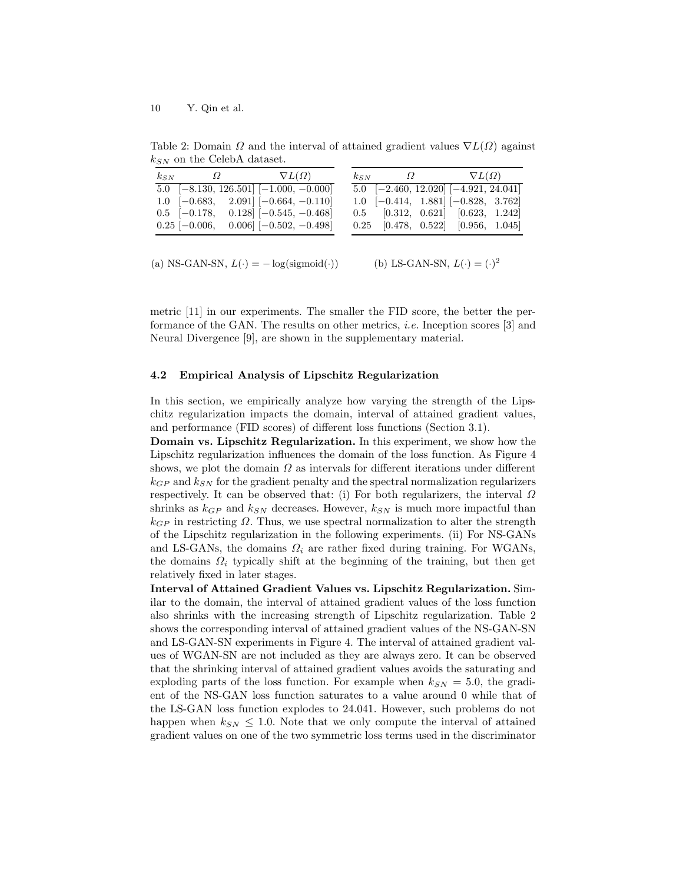Table 2: Domain $\Omega$ and the interval of attained gradient values $\nabla L(\Omega)$ against $k_{SN}$ on the CelebA dataset.

| $k_{SN}$ | $\Omega$ | $\nabla L(\Omega)$ |
|---|---|---|
| 5.0 | $[-8.130, 126.501]$ | $[-1.000, -0.000]$ |
| 1.0 | $[-0.683, 2.091]$ | $[-0.664, -0.110]$ |
| 0.5 | $[-0.178, 0.128]$ | $[-0.545, -0.468]$ |
| 0.25 | $[-0.006, 0.006]$ | $[-0.502, -0.498]$ |

(a) NS-GAN-SN, $L(\cdot) = -\log(\text{sigmoid}(\cdot))$

| $k_{SN}$ | $\Omega$ | $\nabla L(\Omega)$ |
|---|---|---|
| 5.0 | $[-2.460, 12.020]$ | $[-4.921, 24.041]$ |
| 1.0 | $[-0.414, 1.881]$ | $[-0.828, 3.762]$ |
| 0.5 | $[0.312, 0.621]$ | $[0.623, 1.242]$ |
| 0.25 | $[0.478, 0.522]$ | $[0.956, 1.045]$ |

(b) LS-GAN-SN, $L(\cdot) = (\cdot)^2$

metric [11] in our experiments. The smaller the FID score, the better the performance of the GAN. The results on other metrics, *i.e.* Inception scores [3] and Neural Divergence [9], are shown in the supplementary material.

### 4.2 Empirical Analysis of Lipschitz Regularization

In this section, we empirically analyze how varying the strength of the Lipschitz regularization impacts the domain, interval of attained gradient values, and performance (FID scores) of different loss functions (Section 3.1).

**Domain vs. Lipschitz Regularization.** In this experiment, we show how the Lipschitz regularization influences the domain of the loss function. As Figure 4 shows, we plot the domain $\Omega$ as intervals for different iterations under different $k_{GP}$ and $k_{SN}$ for the gradient penalty and the spectral normalization regularizers respectively. It can be observed that: (i) For both regularizers, the interval $\Omega$ shrinks as $k_{GP}$ and $k_{SN}$ decreases. However, $k_{SN}$ is much more impactful than $k_{GP}$ in restricting $\Omega$. Thus, we use spectral normalization to alter the strength of the Lipschitz regularization in the following experiments. (ii) For NS-GANs and LS-GANs, the domains $\Omega_i$ are rather fixed during training. For WGANs, the domains $\Omega_i$ typically shift at the beginning of the training, but then get relatively fixed in later stages.

**Interval of Attained Gradient Values vs. Lipschitz Regularization.** Similar to the domain, the interval of attained gradient values of the loss function also shrinks with the increasing strength of Lipschitz regularization. Table 2 shows the corresponding interval of attained gradient values of the NS-GAN-SN and LS-GAN-SN experiments in Figure 4. The interval of attained gradient values of WGAN-SN are not included as they are always zero. It can be observed that the shrinking interval of attained gradient values avoids the saturating and exploding parts of the loss function. For example when $k_{SN} = 5.0$, the gradient of the NS-GAN loss function saturates to a value around 0 while that of the LS-GAN loss function explodes to 24.041. However, such problems do not happen when $k_{SN} \leq 1.0$. Note that we only compute the interval of attained gradient values on one of the two symmetric loss terms used in the discriminator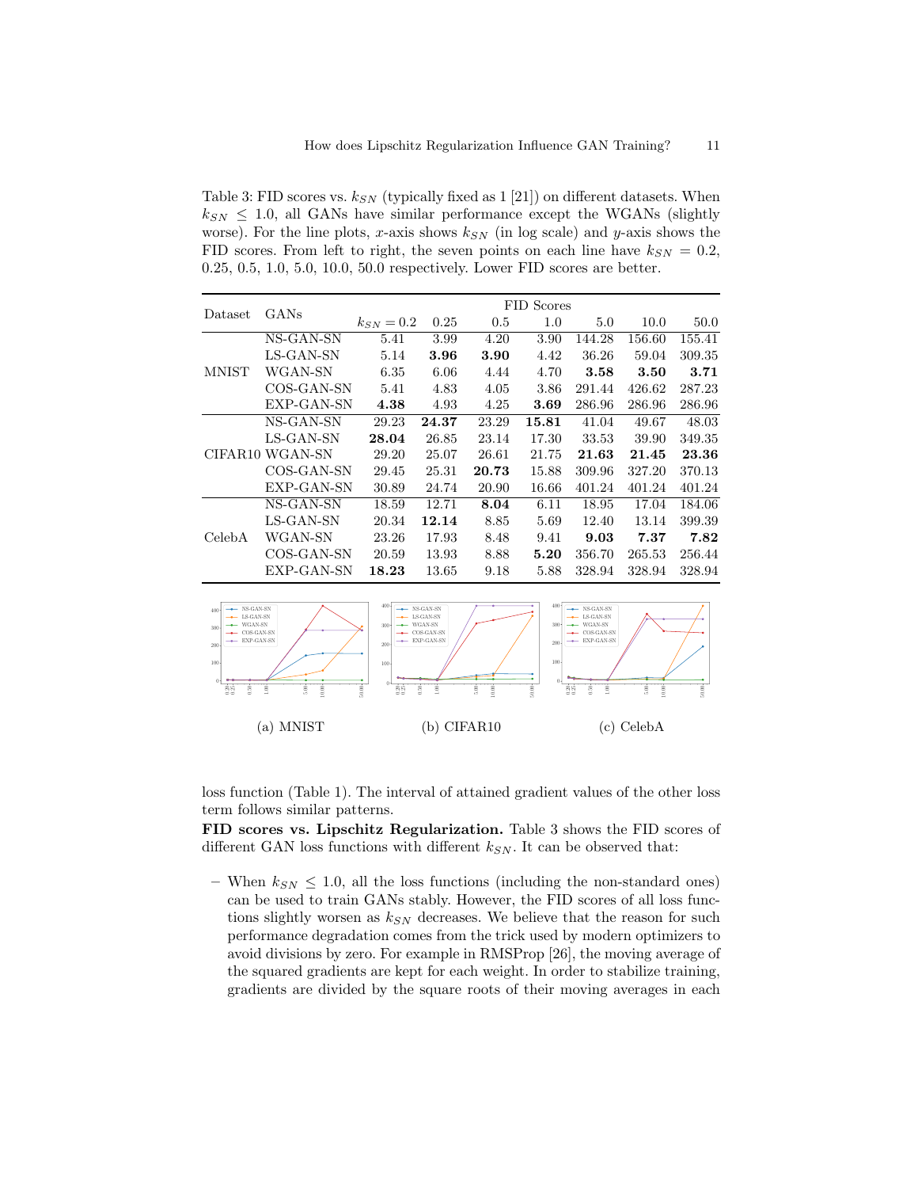Table 3: FID scores vs. $k_{SN}$ (typically fixed as 1 [21]) on different datasets. When $k_{SN} \leq 1.0$, all GANs have similar performance except the WGANs (slightly worse). For the line plots, $x$-axis shows $k_{SN}$ (in log scale) and $y$-axis shows the FID scores. From left to right, the seven points on each line have $k_{SN} = 0.2$, 0.25, 0.5, 1.0, 5.0, 10.0, 50.0 respectively. Lower FID scores are better.

| Dataset | GANs | FID Scores | | | | | | |
|---|---|---|---|---|---|---|---|---|
| | | $k_{SN} = 0.2$ | 0.25 | 0.5 | 1.0 | 5.0 | 10.0 | 50.0 |
| MNIST | NS-GAN-SN | 5.41 | 3.99 | 4.20 | 3.90 | 144.28 | 156.60 | 155.41 |
| | LS-GAN-SN | 5.14 | **3.96** | **3.90** | 4.42 | 36.26 | 59.04 | 309.35 |
| | WGAN-SN | 6.35 | 6.06 | 4.44 | 4.70 | **3.58** | **3.50** | **3.71** |
| | COS-GAN-SN | 5.41 | 4.83 | 4.05 | 3.86 | 291.44 | 426.62 | 287.23 |
| | EXP-GAN-SN | **4.38** | 4.93 | 4.25 | **3.69** | 286.96 | 286.96 | 286.96 |
| CIFAR10 | NS-GAN-SN | 29.23 | **24.37** | 23.29 | **15.81** | 41.04 | 49.67 | 48.03 |
| | LS-GAN-SN | **28.04** | 26.85 | 23.14 | 17.30 | 33.53 | 39.90 | 349.35 |
| | WGAN-SN | 29.20 | 25.07 | 26.61 | 21.75 | **21.63** | **21.45** | **23.36** |
| | COS-GAN-SN | 29.45 | 25.31 | **20.73** | 15.88 | 309.96 | 327.20 | 370.13 |
| | EXP-GAN-SN | 30.89 | 24.74 | 20.90 | 16.66 | 401.24 | 401.24 | 401.24 |
| CelebA | NS-GAN-SN | 18.59 | 12.71 | **8.04** | 6.11 | 18.95 | 17.04 | 184.06 |
| | LS-GAN-SN | 20.34 | **12.14** | 8.85 | 5.69 | 12.40 | 13.14 | 399.39 |
| | WGAN-SN | 23.26 | 17.93 | 8.48 | 9.41 | **9.03** | **7.37** | **7.82** |
| | COS-GAN-SN | 20.59 | 13.93 | 8.88 | **5.20** | 356.70 | 265.53 | 256.44 |
| | EXP-GAN-SN | **18.23** | 13.65 | 9.18 | 5.88 | 328.94 | 328.94 | 328.94 |

(a) MNIST (b) CIFAR10 (c) CelebA

loss function (Table 1). The interval of attained gradient values of the other loss term follows similar patterns.

**FID scores vs. Lipschitz Regularization.** Table 3 shows the FID scores of different GAN loss functions with different $k_{SN}$. It can be observed that:

– When $k_{SN} \leq 1.0$, all the loss functions (including the non-standard ones) can be used to train GANs stably. However, the FID scores of all loss functions slightly worsen as $k_{SN}$ decreases. We believe that the reason for such performance degradation comes from the trick used by modern optimizers to avoid divisions by zero. For example in RMSProp [26], the moving average of the squared gradients are kept for each weight. In order to stabilize training, gradients are divided by the square roots of their moving averages in each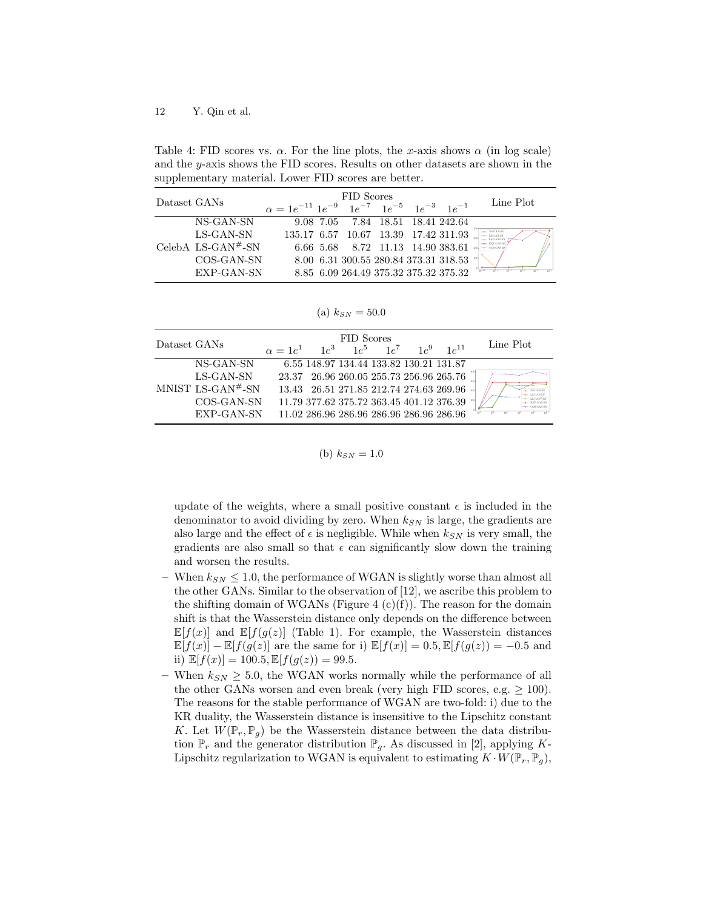Table 4: FID scores vs. $\alpha$. For the line plots, the $x$-axis shows $\alpha$ (in log scale) and the $y$-axis shows the FID scores. Results on other datasets are shown in the supplementary material. Lower FID scores are better.

| Dataset | GANs | FID Scores $\alpha = 1e^{-11}$ | $1e^{-9}$ | $1e^{-7}$ | $1e^{-5}$ | $1e^{-3}$ | $1e^{-1}$ | Line Plot |
|---|---|---|---|---|---|---|---|---|
| CelebA | NS-GAN-SN | 9.08 | 7.05 | 7.84 | 18.51 | 18.41 | 242.64 | |
| | LS-GAN-SN | 135.17 | 6.57 | 10.67 | 13.39 | 17.42 | 311.93 | |
| | LS-GAN$^{\#}$-SN | 6.66 | 5.68 | 8.72 | 11.13 | 14.90 | 383.61 | |
| | COS-GAN-SN | 8.00 | 6.31 | 300.55 | 280.84 | 373.31 | 318.53 | |
| | EXP-GAN-SN | 8.85 | 6.09 | 264.49 | 375.32 | 375.32 | 375.32 | |

(a) $k_{SN} = 50.0$

| Dataset | GANs | FID Scores $\alpha = 1e^{1}$ | $1e^{3}$ | $1e^{5}$ | $1e^{7}$ | $1e^{9}$ | $1e^{11}$ | Line Plot |
|---|---|---|---|---|---|---|---|---|
| MNIST | NS-GAN-SN | 6.55 | 148.97 | 134.44 | 133.82 | 130.21 | 131.87 | |
| | LS-GAN-SN | 23.37 | 26.96 | 260.05 | 255.73 | 256.96 | 265.76 | |
| | LS-GAN$^{\#}$-SN | 13.43 | 26.51 | 271.85 | 212.74 | 274.63 | 269.96 | |
| | COS-GAN-SN | 11.79 | 377.62 | 375.72 | 363.45 | 401.12 | 376.39 | |
| | EXP-GAN-SN | 11.02 | 286.96 | 286.96 | 286.96 | 286.96 | 286.96 | |

(b) $k_{SN} = 1.0$

update of the weights, where a small positive constant $\epsilon$ is included in the denominator to avoid dividing by zero. When $k_{SN}$ is large, the gradients are also large and the effect of $\epsilon$ is negligible. While when $k_{SN}$ is very small, the gradients are also small so that $\epsilon$ can significantly slow down the training and worsen the results.

- When $k_{SN} \leq 1.0$, the performance of WGAN is slightly worse than almost all the other GANs. Similar to the observation of [12], we ascribe this problem to the shifting domain of WGANs (Figure 4 (c)(f)). The reason for the domain shift is that the Wasserstein distance only depends on the difference between $\mathbb{E}[f(x)]$ and $\mathbb{E}[f(g(z)]$ (Table 1). For example, the Wasserstein distances $\mathbb{E}[f(x)] - \mathbb{E}[f(g(z)]$ are the same for i) $\mathbb{E}[f(x)] = 0.5, \mathbb{E}[f(g(z)) = -0.5$ and ii) $\mathbb{E}[f(x)] = 100.5, \mathbb{E}[f(g(z)) = 99.5$.
- When $k_{SN} \geq 5.0$, the WGAN works normally while the performance of all the other GANs worsen and even break (very high FID scores, e.g. $\geq 100$). The reasons for the stable performance of WGAN are two-fold: i) due to the KR duality, the Wasserstein distance is insensitive to the Lipschitz constant $K$. Let $W(\mathbb{P}_r, \mathbb{P}_g)$ be the Wasserstein distance between the data distribution $\mathbb{P}_r$ and the generator distribution $\mathbb{P}_g$. As discussed in [2], applying $K$-Lipschitz regularization to WGAN is equivalent to estimating $K \cdot W(\mathbb{P}_r, \mathbb{P}_g)$,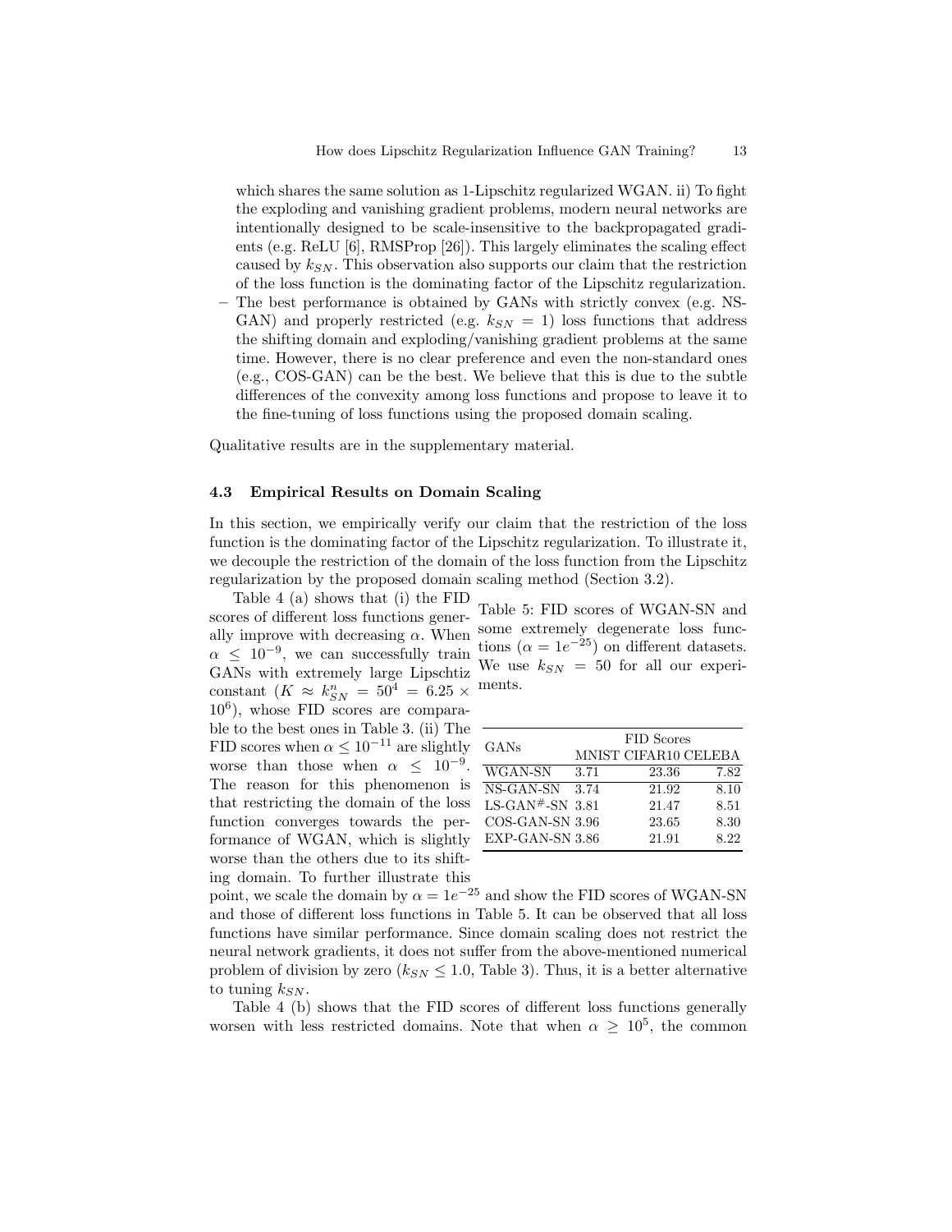which shares the same solution as 1-Lipschitz regularized WGAN. ii) To fight the exploding and vanishing gradient problems, modern neural networks are intentionally designed to be scale-insensitive to the backpropagated gradients (e.g. ReLU [6], RMSProp [26]). This largely eliminates the scaling effect caused by $k_{SN}$. This observation also supports our claim that the restriction of the loss function is the dominating factor of the Lipschitz regularization.

- The best performance is obtained by GANs with strictly convex (e.g. NS-GAN) and properly restricted (e.g. $k_{SN} = 1$) loss functions that address the shifting domain and exploding/vanishing gradient problems at the same time. However, there is no clear preference and even the non-standard ones (e.g., COS-GAN) can be the best. We believe that this is due to the subtle differences of the convexity among loss functions and propose to leave it to the fine-tuning of loss functions using the proposed domain scaling.

Qualitative results are in the supplementary material.

### 4.3 Empirical Results on Domain Scaling

In this section, we empirically verify our claim that the restriction of the loss function is the dominating factor of the Lipschitz regularization. To illustrate it, we decouple the restriction of the domain of the loss function from the Lipschitz regularization by the proposed domain scaling method (Section 3.2).

Table 4 (a) shows that (i) the FID scores of different loss functions generally improve with decreasing $\alpha$. When $\alpha \leq 10^{-9}$, we can successfully train GANs with extremely large Lipschtiz constant ($K \approx k_{SN}^n = 50^4 = 6.25 \times 10^6$), whose FID scores are comparable to the best ones in Table 3. (ii) The FID scores when $\alpha \leq 10^{-11}$ are slightly worse than those when $\alpha \leq 10^{-9}$. The reason for this phenomenon is that restricting the domain of the loss function converges towards the performance of WGAN, which is slightly worse than the others due to its shifting domain. To further illustrate this point, we scale the domain by $\alpha = 1e^{-25}$ and show the FID scores of WGAN-SN and those of different loss functions in Table 5. It can be observed that all loss functions have similar performance. Since domain scaling does not restrict the neural network gradients, it does not suffer from the above-mentioned numerical problem of division by zero ($k_{SN} \leq 1.0$, Table 3). Thus, it is a better alternative to tuning $k_{SN}$.

Table 5: FID scores of WGAN-SN and some extremely degenerate loss functions ($\alpha = 1e^{-25}$) on different datasets. We use $k_{SN} = 50$ for all our experiments.

| GANs | FID Scores | | |
|---|---|---|---|
| | MNIST | CIFAR10 | CELEBA |
| WGAN-SN | 3.71 | 23.36 | 7.82 |
| NS-GAN-SN | 3.74 | 21.92 | 8.10 |
| LS-GAN$^{\#}$-SN | 3.81 | 21.47 | 8.51 |
| COS-GAN-SN | 3.96 | 23.65 | 8.30 |
| EXP-GAN-SN | 3.86 | 21.91 | 8.22 |

Table 4 (b) shows that the FID scores of different loss functions generally worsen with less restricted domains. Note that when $\alpha \geq 10^{5}$, the common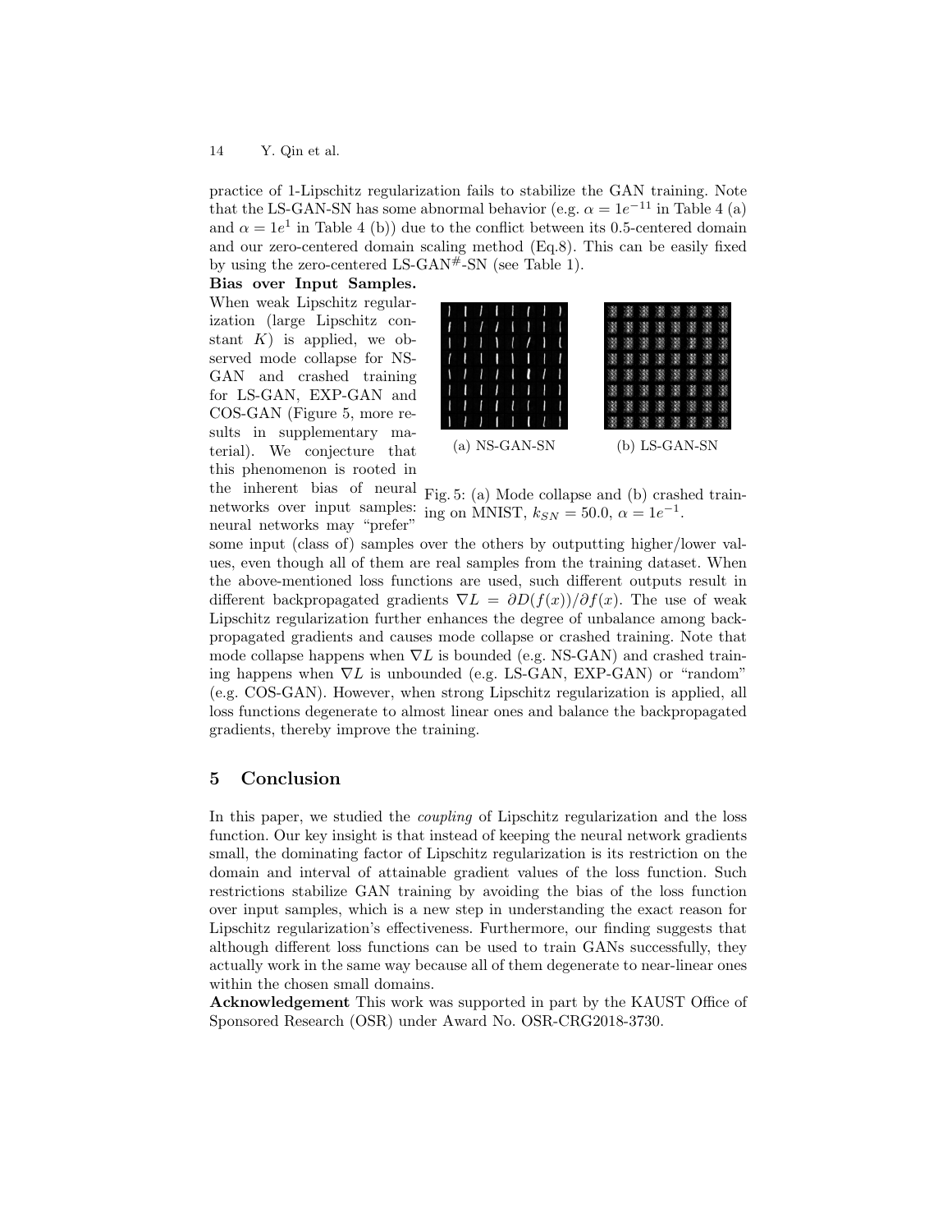practice of 1-Lipschitz regularization fails to stabilize the GAN training. Note that the LS-GAN-SN has some abnormal behavior (e.g. $\alpha = 1e^{-11}$ in Table 4 (a) and $\alpha = 1e^{1}$ in Table 4 (b)) due to the conflict between its 0.5-centered domain and our zero-centered domain scaling method (Eq.8). This can be easily fixed by using the zero-centered LS-GAN$^{\#}$-SN (see Table 1).

**Bias over Input Samples.** When weak Lipschitz regularization (large Lipschitz constant $K$) is applied, we observed mode collapse for NS-GAN and crashed training for LS-GAN, EXP-GAN and COS-GAN (Figure 5, more results in supplementary material). We conjecture that this phenomenon is rooted in the inherent bias of neural networks over input samples: neural networks may "prefer" some input (class of) samples over the others by outputting higher/lower values, even though all of them are real samples from the training dataset. When the above-mentioned loss functions are used, such different outputs result in different backpropagated gradients $\nabla L = \partial D(f(x))/\partial f(x)$. The use of weak Lipschitz regularization further enhances the degree of unbalance among backpropagated gradients and causes mode collapse or crashed training. Note that mode collapse happens when $\nabla L$ is bounded (e.g. NS-GAN) and crashed training happens when $\nabla L$ is unbounded (e.g. LS-GAN, EXP-GAN) or "random" (e.g. COS-GAN). However, when strong Lipschitz regularization is applied, all loss functions degenerate to almost linear ones and balance the backpropagated gradients, thereby improve the training.

(a) NS-GAN-SN (b) LS-GAN-SN

Fig. 5: (a) Mode collapse and (b) crashed training on MNIST, $k_{SN} = 50.0$, $\alpha = 1e^{-1}$.

## 5 Conclusion

In this paper, we studied the *coupling* of Lipschitz regularization and the loss function. Our key insight is that instead of keeping the neural network gradients small, the dominating factor of Lipschitz regularization is its restriction on the domain and interval of attainable gradient values of the loss function. Such restrictions stabilize GAN training by avoiding the bias of the loss function over input samples, which is a new step in understanding the exact reason for Lipschitz regularization's effectiveness. Furthermore, our finding suggests that although different loss functions can be used to train GANs successfully, they actually work in the same way because all of them degenerate to near-linear ones within the chosen small domains.

**Acknowledgement** This work was supported in part by the KAUST Office of Sponsored Research (OSR) under Award No. OSR-CRG2018-3730.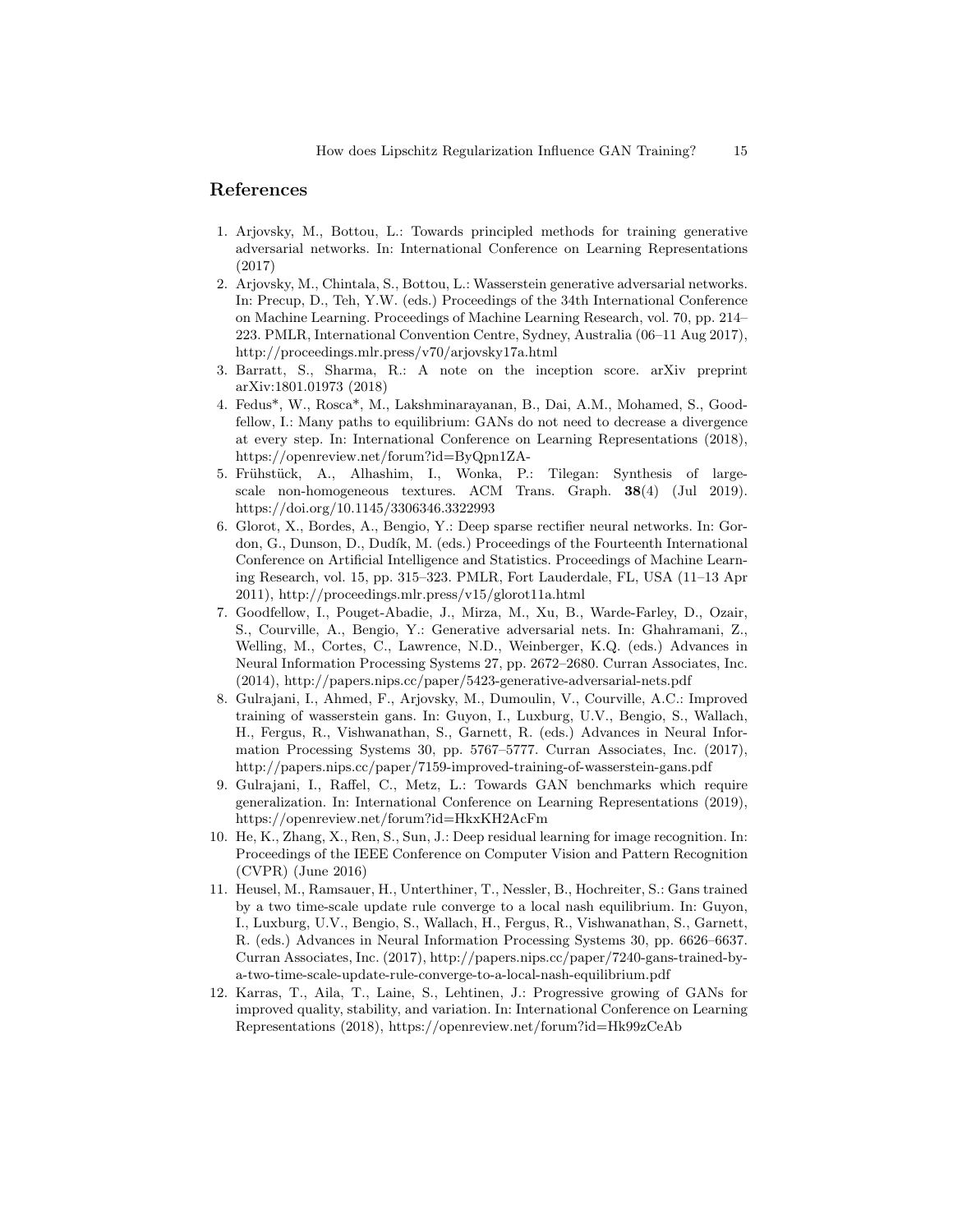## References

1. Arjovsky, M., Bottou, L.: Towards principled methods for training generative adversarial networks. In: International Conference on Learning Representations (2017)
2. Arjovsky, M., Chintala, S., Bottou, L.: Wasserstein generative adversarial networks. In: Precup, D., Teh, Y.W. (eds.) Proceedings of the 34th International Conference on Machine Learning. Proceedings of Machine Learning Research, vol. 70, pp. 214–223. PMLR, International Convention Centre, Sydney, Australia (06–11 Aug 2017), http://proceedings.mlr.press/v70/arjovsky17a.html
3. Barratt, S., Sharma, R.: A note on the inception score. arXiv preprint arXiv:1801.01973 (2018)
4. Fedus*, W., Rosca*, M., Lakshminarayanan, B., Dai, A.M., Mohamed, S., Goodfellow, I.: Many paths to equilibrium: GANs do not need to decrease a divergence at every step. In: International Conference on Learning Representations (2018), https://openreview.net/forum?id=ByQpn1ZA-
5. Frühstück, A., Alhashim, I., Wonka, P.: Tilegan: Synthesis of large-scale non-homogeneous textures. ACM Trans. Graph. **38**(4) (Jul 2019). https://doi.org/10.1145/3306346.3322993
6. Glorot, X., Bordes, A., Bengio, Y.: Deep sparse rectifier neural networks. In: Gordon, G., Dunson, D., Dudík, M. (eds.) Proceedings of the Fourteenth International Conference on Artificial Intelligence and Statistics. Proceedings of Machine Learning Research, vol. 15, pp. 315–323. PMLR, Fort Lauderdale, FL, USA (11–13 Apr 2011), http://proceedings.mlr.press/v15/glorot11a.html
7. Goodfellow, I., Pouget-Abadie, J., Mirza, M., Xu, B., Warde-Farley, D., Ozair, S., Courville, A., Bengio, Y.: Generative adversarial nets. In: Ghahramani, Z., Welling, M., Cortes, C., Lawrence, N.D., Weinberger, K.Q. (eds.) Advances in Neural Information Processing Systems 27, pp. 2672–2680. Curran Associates, Inc. (2014), http://papers.nips.cc/paper/5423-generative-adversarial-nets.pdf
8. Gulrajani, I., Ahmed, F., Arjovsky, M., Dumoulin, V., Courville, A.C.: Improved training of wasserstein gans. In: Guyon, I., Luxburg, U.V., Bengio, S., Wallach, H., Fergus, R., Vishwanathan, S., Garnett, R. (eds.) Advances in Neural Information Processing Systems 30, pp. 5767–5777. Curran Associates, Inc. (2017), http://papers.nips.cc/paper/7159-improved-training-of-wasserstein-gans.pdf
9. Gulrajani, I., Raffel, C., Metz, L.: Towards GAN benchmarks which require generalization. In: International Conference on Learning Representations (2019), https://openreview.net/forum?id=HkxKH2AcFm
10. He, K., Zhang, X., Ren, S., Sun, J.: Deep residual learning for image recognition. In: Proceedings of the IEEE Conference on Computer Vision and Pattern Recognition (CVPR) (June 2016)
11. Heusel, M., Ramsauer, H., Unterthiner, T., Nessler, B., Hochreiter, S.: Gans trained by a two time-scale update rule converge to a local nash equilibrium. In: Guyon, I., Luxburg, U.V., Bengio, S., Wallach, H., Fergus, R., Vishwanathan, S., Garnett, R. (eds.) Advances in Neural Information Processing Systems 30, pp. 6626–6637. Curran Associates, Inc. (2017), http://papers.nips.cc/paper/7240-gans-trained-by-a-two-time-scale-update-rule-converge-to-a-local-nash-equilibrium.pdf
12. Karras, T., Aila, T., Laine, S., Lehtinen, J.: Progressive growing of GANs for improved quality, stability, and variation. In: International Conference on Learning Representations (2018), https://openreview.net/forum?id=Hk99zCeAb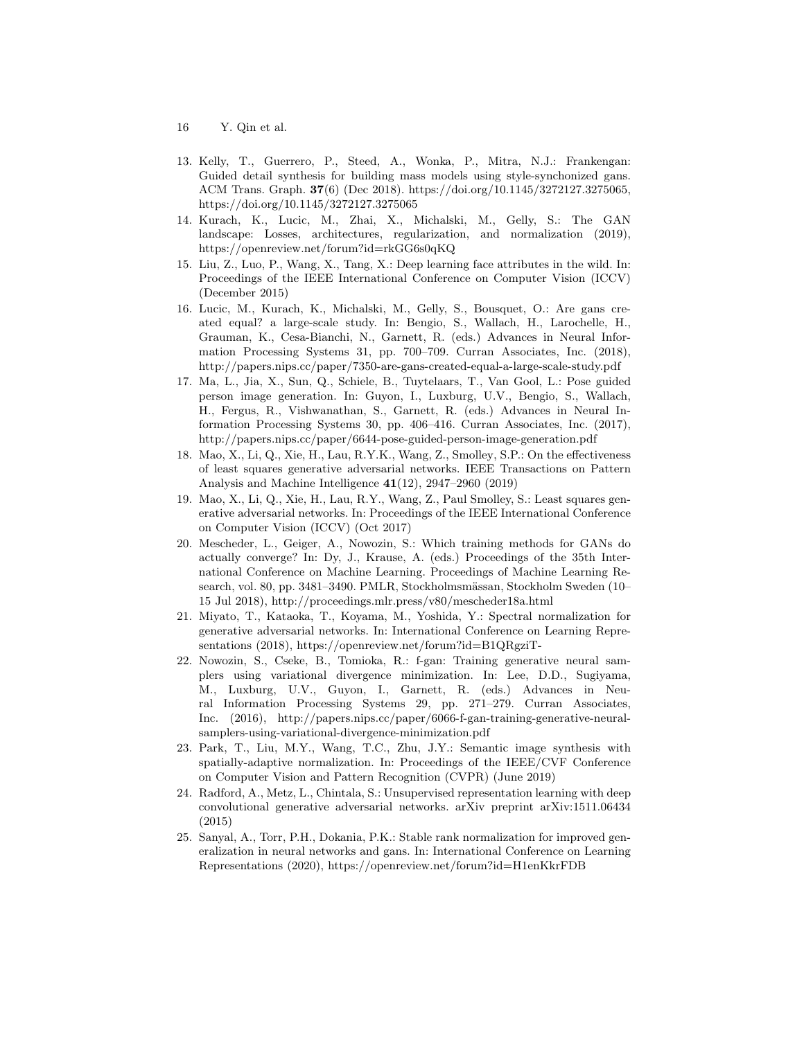13. Kelly, T., Guerrero, P., Steed, A., Wonka, P., Mitra, N.J.: Frankengan: Guided detail synthesis for building mass models using style-synchonized gans. ACM Trans. Graph. **37**(6) (Dec 2018). https://doi.org/10.1145/3272127.3275065, https://doi.org/10.1145/3272127.3275065
14. Kurach, K., Lucic, M., Zhai, X., Michalski, M., Gelly, S.: The GAN landscape: Losses, architectures, regularization, and normalization (2019), https://openreview.net/forum?id=rkGG6s0qKQ
15. Liu, Z., Luo, P., Wang, X., Tang, X.: Deep learning face attributes in the wild. In: Proceedings of the IEEE International Conference on Computer Vision (ICCV) (December 2015)
16. Lucic, M., Kurach, K., Michalski, M., Gelly, S., Bousquet, O.: Are gans created equal? a large-scale study. In: Bengio, S., Wallach, H., Larochelle, H., Grauman, K., Cesa-Bianchi, N., Garnett, R. (eds.) Advances in Neural Information Processing Systems 31, pp. 700–709. Curran Associates, Inc. (2018), http://papers.nips.cc/paper/7350-are-gans-created-equal-a-large-scale-study.pdf
17. Ma, L., Jia, X., Sun, Q., Schiele, B., Tuytelaars, T., Van Gool, L.: Pose guided person image generation. In: Guyon, I., Luxburg, U.V., Bengio, S., Wallach, H., Fergus, R., Vishwanathan, S., Garnett, R. (eds.) Advances in Neural Information Processing Systems 30, pp. 406–416. Curran Associates, Inc. (2017), http://papers.nips.cc/paper/6644-pose-guided-person-image-generation.pdf
18. Mao, X., Li, Q., Xie, H., Lau, R.Y.K., Wang, Z., Smolley, S.P.: On the effectiveness of least squares generative adversarial networks. IEEE Transactions on Pattern Analysis and Machine Intelligence **41**(12), 2947–2960 (2019)
19. Mao, X., Li, Q., Xie, H., Lau, R.Y., Wang, Z., Paul Smolley, S.: Least squares generative adversarial networks. In: Proceedings of the IEEE International Conference on Computer Vision (ICCV) (Oct 2017)
20. Mescheder, L., Geiger, A., Nowozin, S.: Which training methods for GANs do actually converge? In: Dy, J., Krause, A. (eds.) Proceedings of the 35th International Conference on Machine Learning. Proceedings of Machine Learning Research, vol. 80, pp. 3481–3490. PMLR, Stockholmsmässan, Stockholm Sweden (10–15 Jul 2018), http://proceedings.mlr.press/v80/mescheder18a.html
21. Miyato, T., Kataoka, T., Koyama, M., Yoshida, Y.: Spectral normalization for generative adversarial networks. In: International Conference on Learning Representations (2018), https://openreview.net/forum?id=B1QRgziT-
22. Nowozin, S., Cseke, B., Tomioka, R.: f-gan: Training generative neural samplers using variational divergence minimization. In: Lee, D.D., Sugiyama, M., Luxburg, U.V., Guyon, I., Garnett, R. (eds.) Advances in Neural Information Processing Systems 29, pp. 271–279. Curran Associates, Inc. (2016), http://papers.nips.cc/paper/6066-f-gan-training-generative-neural-samplers-using-variational-divergence-minimization.pdf
23. Park, T., Liu, M.Y., Wang, T.C., Zhu, J.Y.: Semantic image synthesis with spatially-adaptive normalization. In: Proceedings of the IEEE/CVF Conference on Computer Vision and Pattern Recognition (CVPR) (June 2019)
24. Radford, A., Metz, L., Chintala, S.: Unsupervised representation learning with deep convolutional generative adversarial networks. arXiv preprint arXiv:1511.06434 (2015)
25. Sanyal, A., Torr, P.H., Dokania, P.K.: Stable rank normalization for improved generalization in neural networks and gans. In: International Conference on Learning Representations (2020), https://openreview.net/forum?id=H1enKkrFDB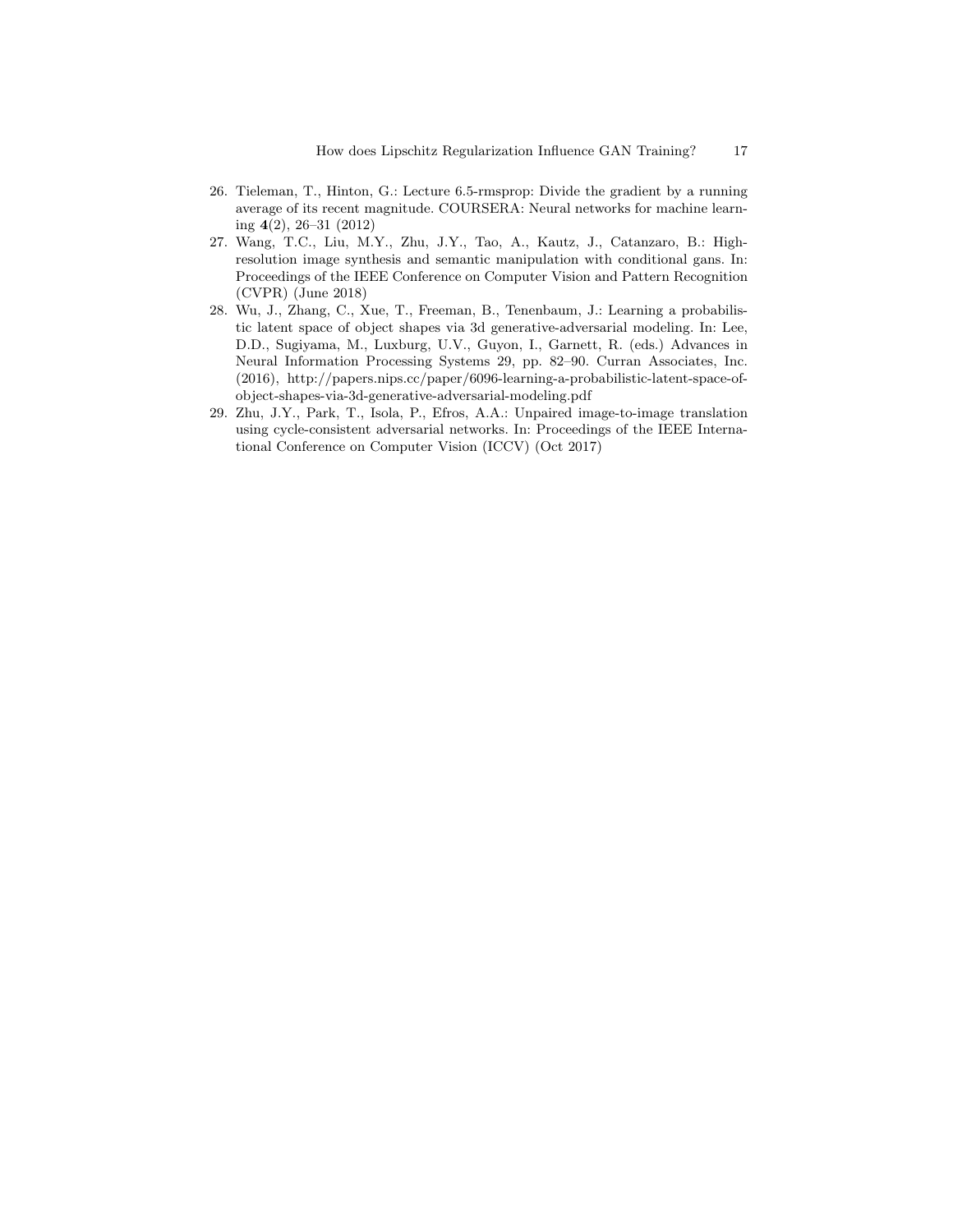26. Tieleman, T., Hinton, G.: Lecture 6.5-rmsprop: Divide the gradient by a running average of its recent magnitude. COURSERA: Neural networks for machine learning **4**(2), 26–31 (2012)
27. Wang, T.C., Liu, M.Y., Zhu, J.Y., Tao, A., Kautz, J., Catanzaro, B.: High-resolution image synthesis and semantic manipulation with conditional gans. In: Proceedings of the IEEE Conference on Computer Vision and Pattern Recognition (CVPR) (June 2018)
28. Wu, J., Zhang, C., Xue, T., Freeman, B., Tenenbaum, J.: Learning a probabilistic latent space of object shapes via 3d generative-adversarial modeling. In: Lee, D.D., Sugiyama, M., Luxburg, U.V., Guyon, I., Garnett, R. (eds.) Advances in Neural Information Processing Systems 29, pp. 82–90. Curran Associates, Inc. (2016), http://papers.nips.cc/paper/6096-learning-a-probabilistic-latent-space-of-object-shapes-via-3d-generative-adversarial-modeling.pdf
29. Zhu, J.Y., Park, T., Isola, P., Efros, A.A.: Unpaired image-to-image translation using cycle-consistent adversarial networks. In: Proceedings of the IEEE International Conference on Computer Vision (ICCV) (Oct 2017)